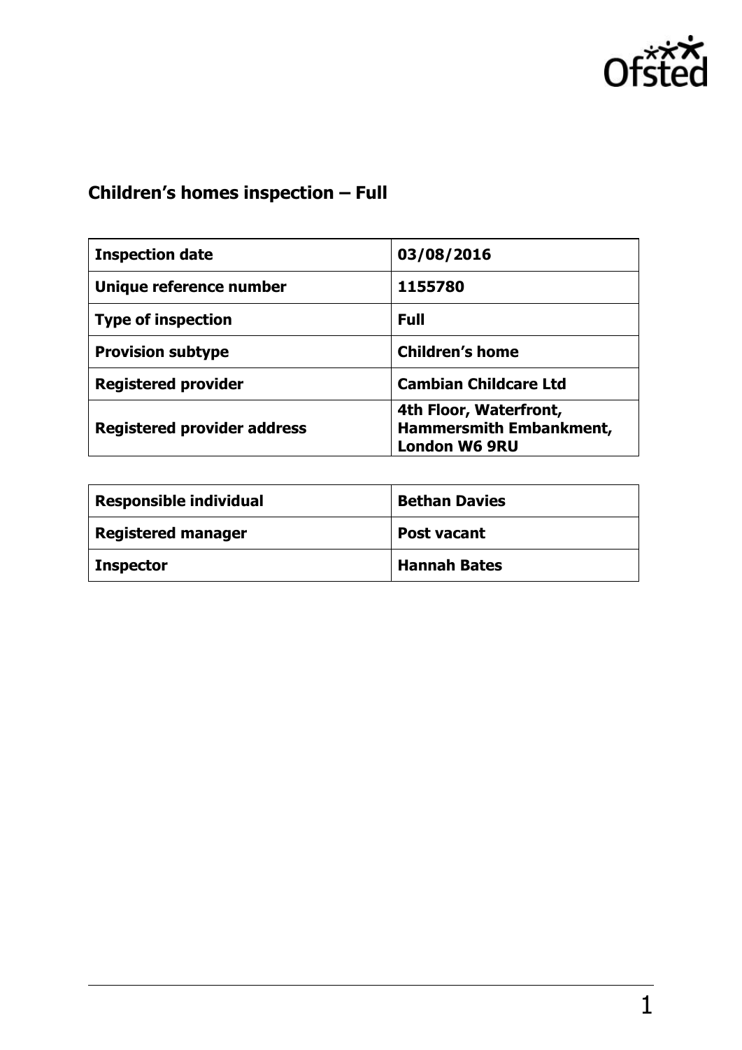# Children's homes inspection – Full

| **Inspection date** | **03/08/2016** |
|---|---|
| **Unique reference number** | **1155780** |
| **Type of inspection** | **Full** |
| **Provision subtype** | **Children's home** |
| **Registered provider** | **Cambian Childcare Ltd** |
| **Registered provider address** | **4th Floor, Waterfront, Hammersmith Embankment, London W6 9RU** |

| **Responsible individual** | **Bethan Davies** |
|---|---|
| **Registered manager** | **Post vacant** |
| **Inspector** | **Hannah Bates** |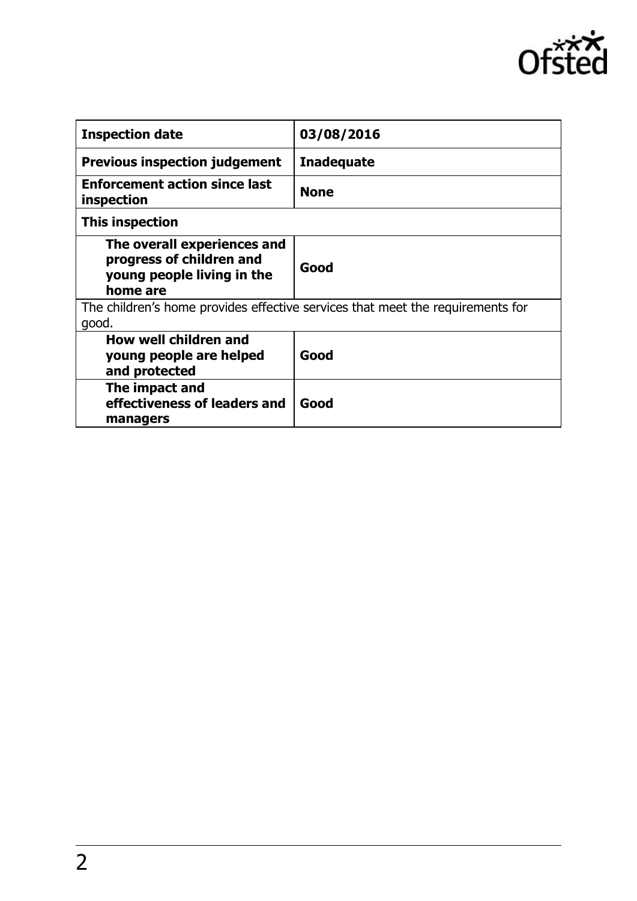| **Inspection date** | **03/08/2016** |
|---|---|
| **Previous inspection judgement** | **Inadequate** |
| **Enforcement action since last inspection** | **None** |
| **This inspection** | |
| **The overall experiences and progress of children and young people living in the home are** | **Good** |
| The children's home provides effective services that meet the requirements for good. | |
| **How well children and young people are helped and protected** | **Good** |
| **The impact and effectiveness of leaders and managers** | **Good** |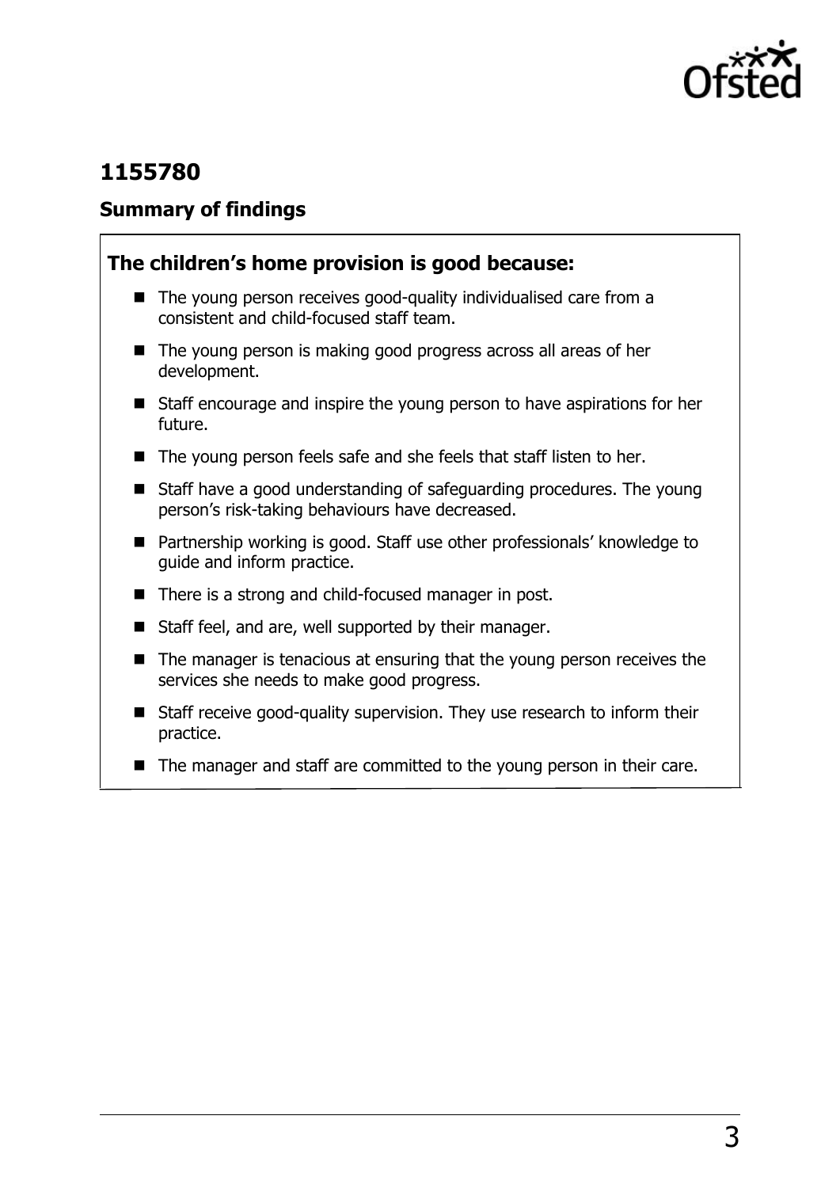## 1155780

### Summary of findings

**The children's home provision is good because:**

- The young person receives good-quality individualised care from a consistent and child-focused staff team.
- The young person is making good progress across all areas of her development.
- Staff encourage and inspire the young person to have aspirations for her future.
- The young person feels safe and she feels that staff listen to her.
- Staff have a good understanding of safeguarding procedures. The young person's risk-taking behaviours have decreased.
- Partnership working is good. Staff use other professionals' knowledge to guide and inform practice.
- There is a strong and child-focused manager in post.
- Staff feel, and are, well supported by their manager.
- The manager is tenacious at ensuring that the young person receives the services she needs to make good progress.
- Staff receive good-quality supervision. They use research to inform their practice.
- The manager and staff are committed to the young person in their care.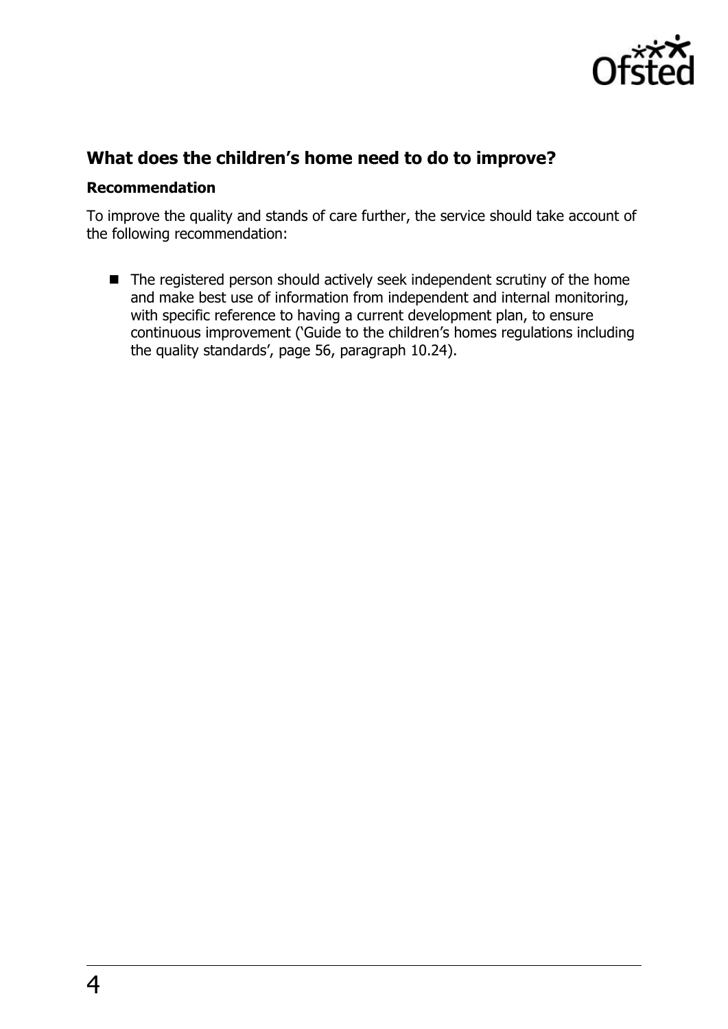## What does the children's home need to do to improve?

### Recommendation

To improve the quality and stands of care further, the service should take account of the following recommendation:

- The registered person should actively seek independent scrutiny of the home and make best use of information from independent and internal monitoring, with specific reference to having a current development plan, to ensure continuous improvement ('Guide to the children's homes regulations including the quality standards', page 56, paragraph 10.24).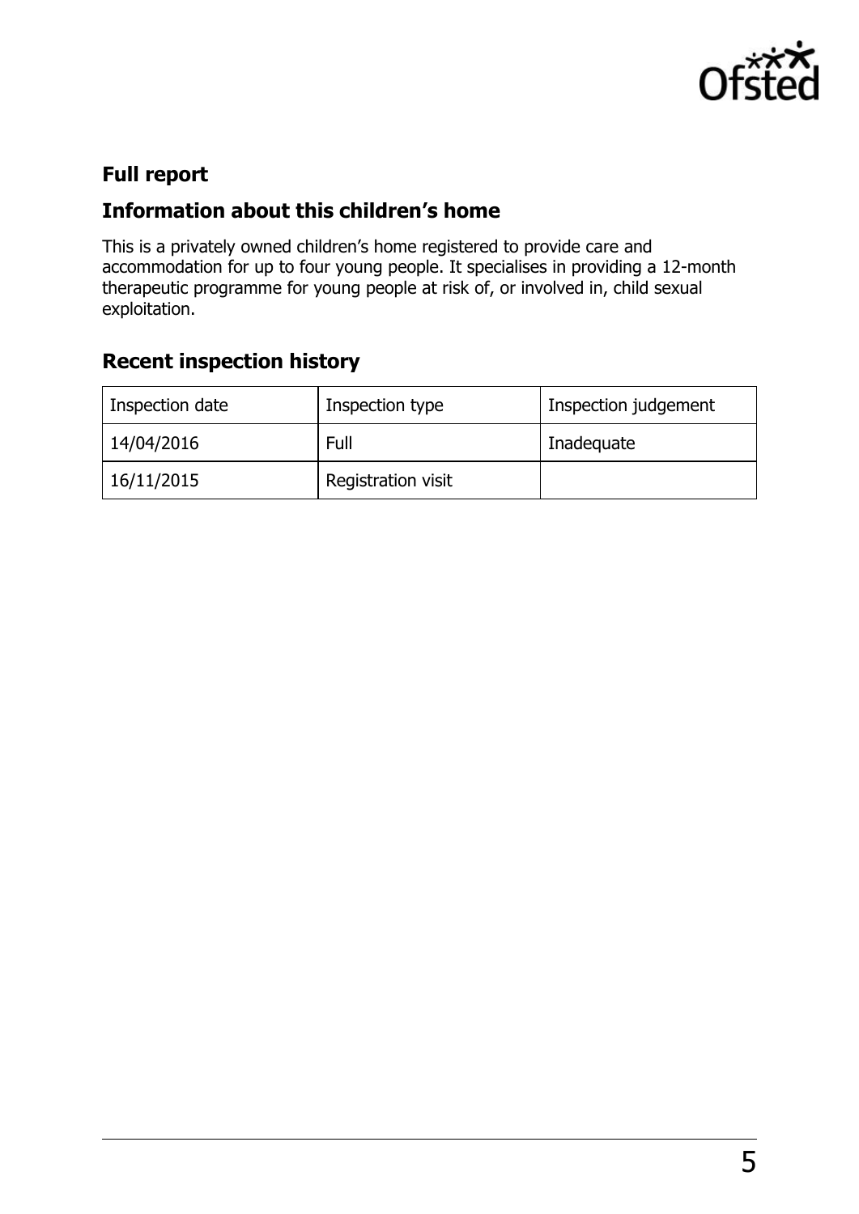## Full report

## Information about this children's home

This is a privately owned children's home registered to provide care and accommodation for up to four young people. It specialises in providing a 12-month therapeutic programme for young people at risk of, or involved in, child sexual exploitation.

## Recent inspection history

| Inspection date | Inspection type | Inspection judgement |
|---|---|---|
| 14/04/2016 | Full | Inadequate |
| 16/11/2015 | Registration visit | |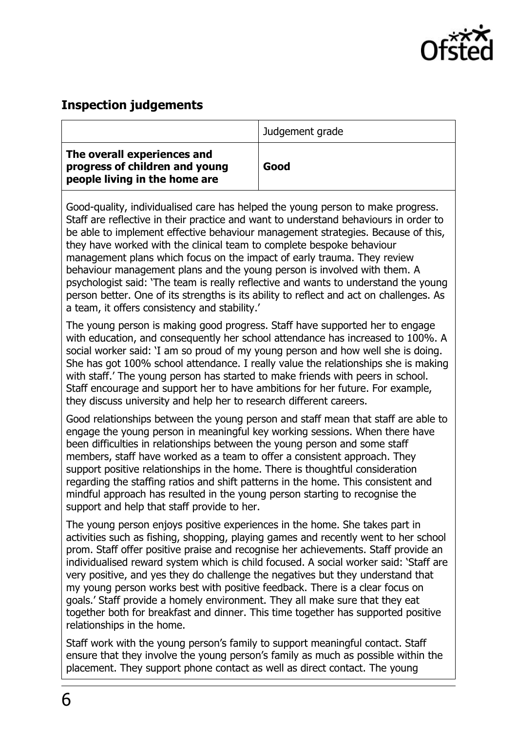## Inspection judgements

| | Judgement grade |
|---|---|
| **The overall experiences and progress of children and young people living in the home are** | **Good** |

Good-quality, individualised care has helped the young person to make progress. Staff are reflective in their practice and want to understand behaviours in order to be able to implement effective behaviour management strategies. Because of this, they have worked with the clinical team to complete bespoke behaviour management plans which focus on the impact of early trauma. They review behaviour management plans and the young person is involved with them. A psychologist said: 'The team is really reflective and wants to understand the young person better. One of its strengths is its ability to reflect and act on challenges. As a team, it offers consistency and stability.'

The young person is making good progress. Staff have supported her to engage with education, and consequently her school attendance has increased to 100%. A social worker said: 'I am so proud of my young person and how well she is doing. She has got 100% school attendance. I really value the relationships she is making with staff.' The young person has started to make friends with peers in school. Staff encourage and support her to have ambitions for her future. For example, they discuss university and help her to research different careers.

Good relationships between the young person and staff mean that staff are able to engage the young person in meaningful key working sessions. When there have been difficulties in relationships between the young person and some staff members, staff have worked as a team to offer a consistent approach. They support positive relationships in the home. There is thoughtful consideration regarding the staffing ratios and shift patterns in the home. This consistent and mindful approach has resulted in the young person starting to recognise the support and help that staff provide to her.

The young person enjoys positive experiences in the home. She takes part in activities such as fishing, shopping, playing games and recently went to her school prom. Staff offer positive praise and recognise her achievements. Staff provide an individualised reward system which is child focused. A social worker said: 'Staff are very positive, and yes they do challenge the negatives but they understand that my young person works best with positive feedback. There is a clear focus on goals.' Staff provide a homely environment. They all make sure that they eat together both for breakfast and dinner. This time together has supported positive relationships in the home.

Staff work with the young person's family to support meaningful contact. Staff ensure that they involve the young person's family as much as possible within the placement. They support phone contact as well as direct contact. The young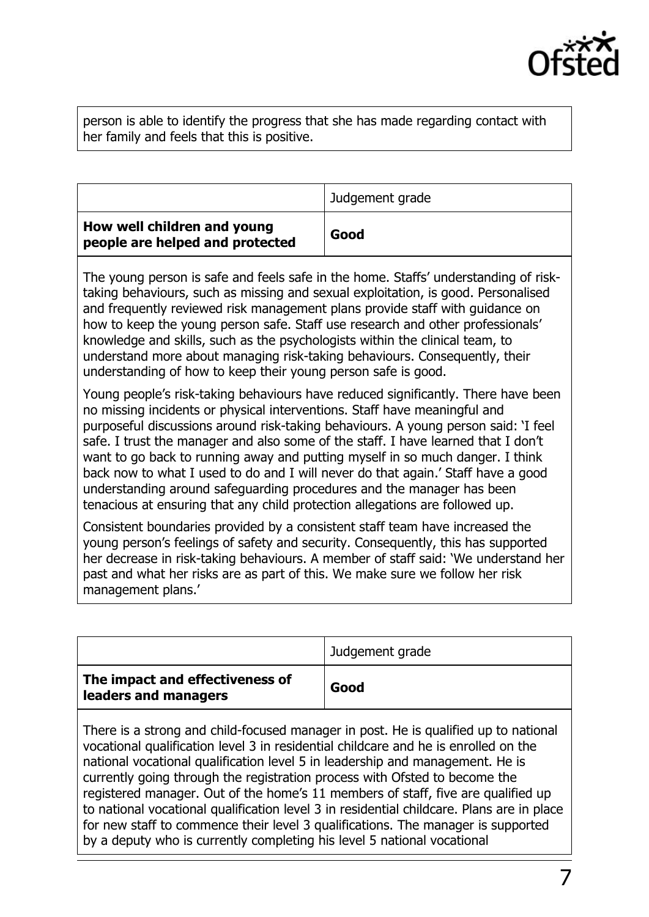person is able to identify the progress that she has made regarding contact with her family and feels that this is positive.

| | Judgement grade |
| --- | --- |
| **How well children and young people are helped and protected** | **Good** |

The young person is safe and feels safe in the home. Staffs' understanding of risk-taking behaviours, such as missing and sexual exploitation, is good. Personalised and frequently reviewed risk management plans provide staff with guidance on how to keep the young person safe. Staff use research and other professionals' knowledge and skills, such as the psychologists within the clinical team, to understand more about managing risk-taking behaviours. Consequently, their understanding of how to keep their young person safe is good.

Young people's risk-taking behaviours have reduced significantly. There have been no missing incidents or physical interventions. Staff have meaningful and purposeful discussions around risk-taking behaviours. A young person said: 'I feel safe. I trust the manager and also some of the staff. I have learned that I don't want to go back to running away and putting myself in so much danger. I think back now to what I used to do and I will never do that again.' Staff have a good understanding around safeguarding procedures and the manager has been tenacious at ensuring that any child protection allegations are followed up.

Consistent boundaries provided by a consistent staff team have increased the young person's feelings of safety and security. Consequently, this has supported her decrease in risk-taking behaviours. A member of staff said: 'We understand her past and what her risks are as part of this. We make sure we follow her risk management plans.'

| | Judgement grade |
| --- | --- |
| **The impact and effectiveness of leaders and managers** | **Good** |

There is a strong and child-focused manager in post. He is qualified up to national vocational qualification level 3 in residential childcare and he is enrolled on the national vocational qualification level 5 in leadership and management. He is currently going through the registration process with Ofsted to become the registered manager. Out of the home's 11 members of staff, five are qualified up to national vocational qualification level 3 in residential childcare. Plans are in place for new staff to commence their level 3 qualifications. The manager is supported by a deputy who is currently completing his level 5 national vocational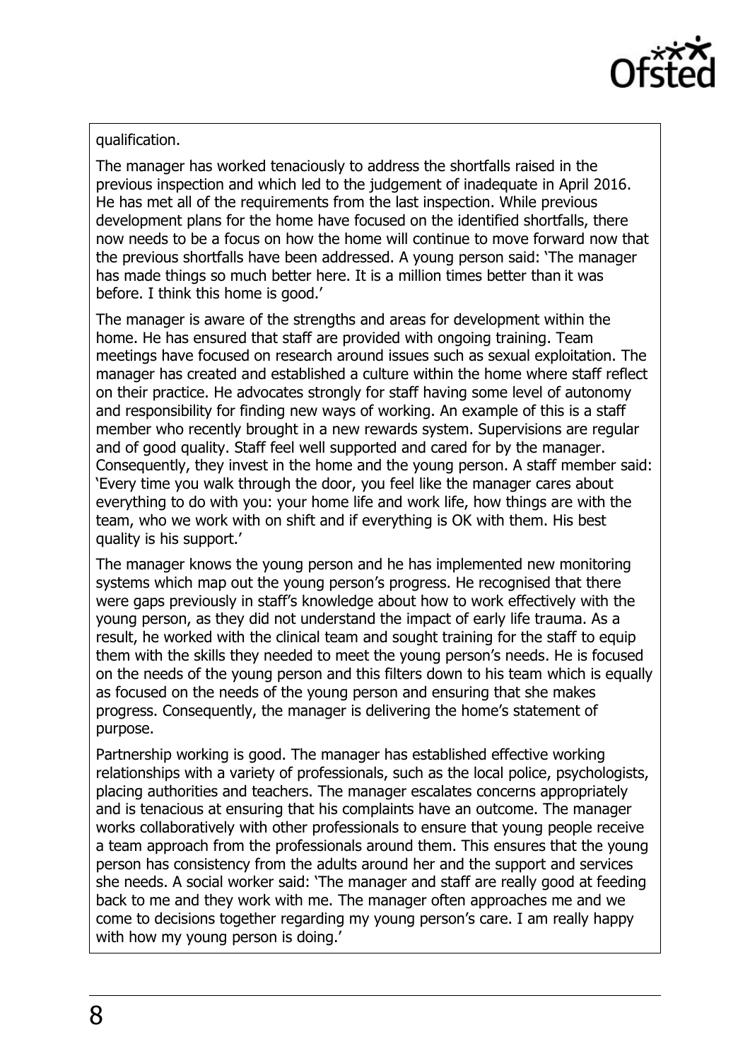qualification.

The manager has worked tenaciously to address the shortfalls raised in the previous inspection and which led to the judgement of inadequate in April 2016. He has met all of the requirements from the last inspection. While previous development plans for the home have focused on the identified shortfalls, there now needs to be a focus on how the home will continue to move forward now that the previous shortfalls have been addressed. A young person said: 'The manager has made things so much better here. It is a million times better than it was before. I think this home is good.'

The manager is aware of the strengths and areas for development within the home. He has ensured that staff are provided with ongoing training. Team meetings have focused on research around issues such as sexual exploitation. The manager has created and established a culture within the home where staff reflect on their practice. He advocates strongly for staff having some level of autonomy and responsibility for finding new ways of working. An example of this is a staff member who recently brought in a new rewards system. Supervisions are regular and of good quality. Staff feel well supported and cared for by the manager. Consequently, they invest in the home and the young person. A staff member said: 'Every time you walk through the door, you feel like the manager cares about everything to do with you: your home life and work life, how things are with the team, who we work with on shift and if everything is OK with them. His best quality is his support.'

The manager knows the young person and he has implemented new monitoring systems which map out the young person's progress. He recognised that there were gaps previously in staff's knowledge about how to work effectively with the young person, as they did not understand the impact of early life trauma. As a result, he worked with the clinical team and sought training for the staff to equip them with the skills they needed to meet the young person's needs. He is focused on the needs of the young person and this filters down to his team which is equally as focused on the needs of the young person and ensuring that she makes progress. Consequently, the manager is delivering the home's statement of purpose.

Partnership working is good. The manager has established effective working relationships with a variety of professionals, such as the local police, psychologists, placing authorities and teachers. The manager escalates concerns appropriately and is tenacious at ensuring that his complaints have an outcome. The manager works collaboratively with other professionals to ensure that young people receive a team approach from the professionals around them. This ensures that the young person has consistency from the adults around her and the support and services she needs. A social worker said: 'The manager and staff are really good at feeding back to me and they work with me. The manager often approaches me and we come to decisions together regarding my young person's care. I am really happy with how my young person is doing.'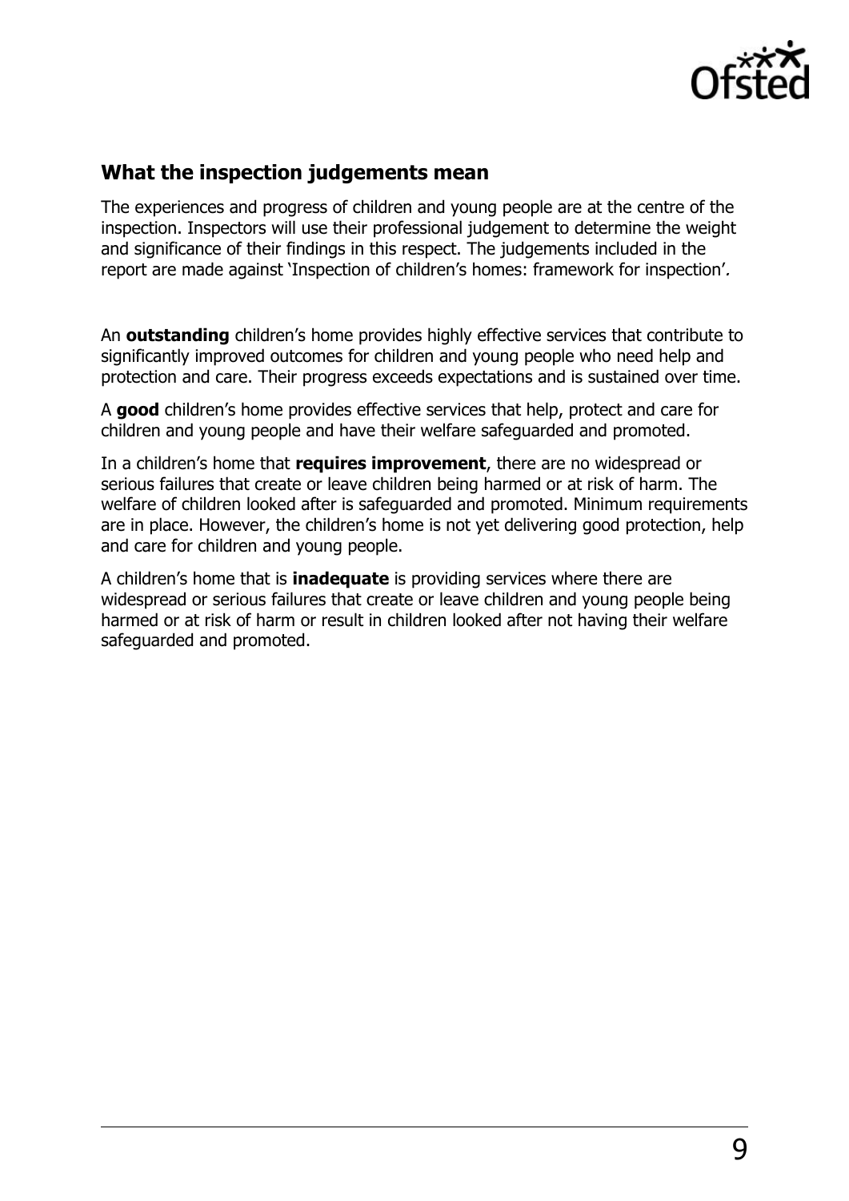## What the inspection judgements mean

The experiences and progress of children and young people are at the centre of the inspection. Inspectors will use their professional judgement to determine the weight and significance of their findings in this respect. The judgements included in the report are made against 'Inspection of children's homes: framework for inspection'.

An **outstanding** children's home provides highly effective services that contribute to significantly improved outcomes for children and young people who need help and protection and care. Their progress exceeds expectations and is sustained over time.

A **good** children's home provides effective services that help, protect and care for children and young people and have their welfare safeguarded and promoted.

In a children's home that **requires improvement**, there are no widespread or serious failures that create or leave children being harmed or at risk of harm. The welfare of children looked after is safeguarded and promoted. Minimum requirements are in place. However, the children's home is not yet delivering good protection, help and care for children and young people.

A children's home that is **inadequate** is providing services where there are widespread or serious failures that create or leave children and young people being harmed or at risk of harm or result in children looked after not having their welfare safeguarded and promoted.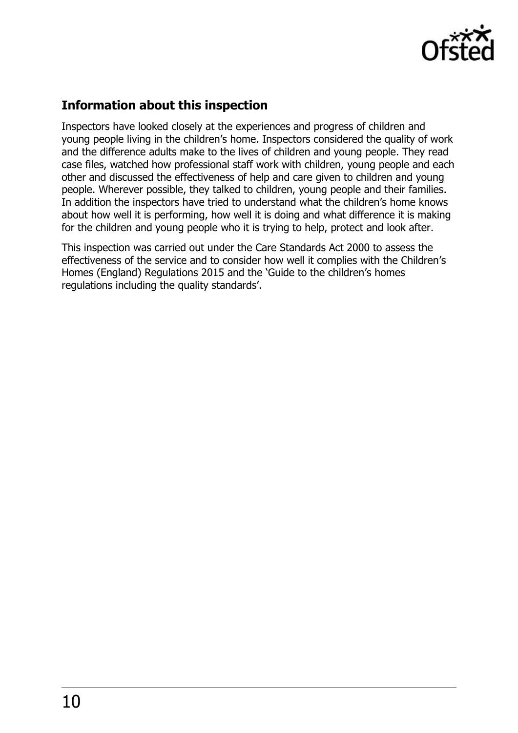## Information about this inspection

Inspectors have looked closely at the experiences and progress of children and young people living in the children's home. Inspectors considered the quality of work and the difference adults make to the lives of children and young people. They read case files, watched how professional staff work with children, young people and each other and discussed the effectiveness of help and care given to children and young people. Wherever possible, they talked to children, young people and their families. In addition the inspectors have tried to understand what the children's home knows about how well it is performing, how well it is doing and what difference it is making for the children and young people who it is trying to help, protect and look after.

This inspection was carried out under the Care Standards Act 2000 to assess the effectiveness of the service and to consider how well it complies with the Children's Homes (England) Regulations 2015 and the 'Guide to the children's homes regulations including the quality standards'.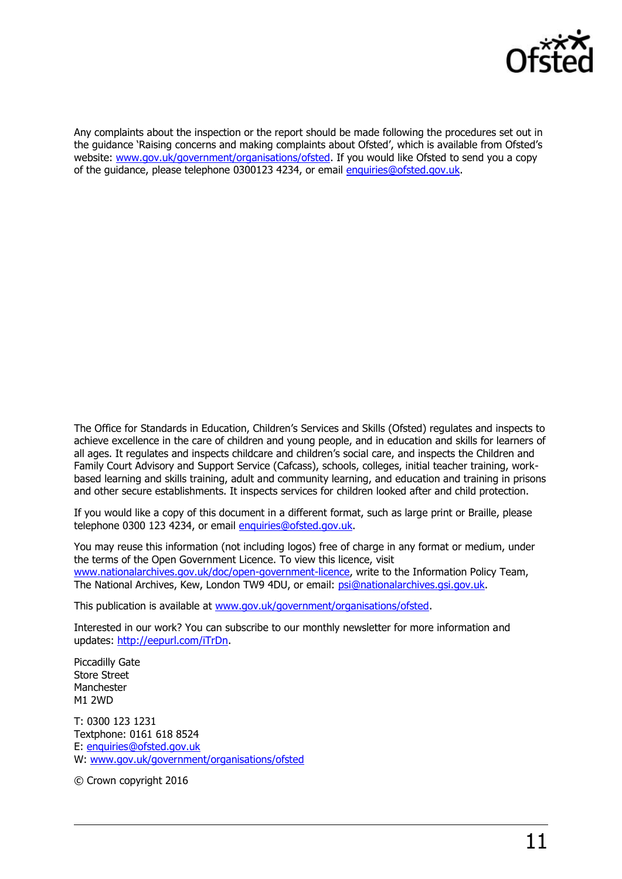Any complaints about the inspection or the report should be made following the procedures set out in the guidance 'Raising concerns and making complaints about Ofsted', which is available from Ofsted's website: www.gov.uk/government/organisations/ofsted. If you would like Ofsted to send you a copy of the guidance, please telephone 0300123 4234, or email enquiries@ofsted.gov.uk.

The Office for Standards in Education, Children's Services and Skills (Ofsted) regulates and inspects to achieve excellence in the care of children and young people, and in education and skills for learners of all ages. It regulates and inspects childcare and children's social care, and inspects the Children and Family Court Advisory and Support Service (Cafcass), schools, colleges, initial teacher training, work-based learning and skills training, adult and community learning, and education and training in prisons and other secure establishments. It inspects services for children looked after and child protection.

If you would like a copy of this document in a different format, such as large print or Braille, please telephone 0300 123 4234, or email enquiries@ofsted.gov.uk.

You may reuse this information (not including logos) free of charge in any format or medium, under the terms of the Open Government Licence. To view this licence, visit www.nationalarchives.gov.uk/doc/open-government-licence, write to the Information Policy Team, The National Archives, Kew, London TW9 4DU, or email: psi@nationalarchives.gsi.gov.uk.

This publication is available at www.gov.uk/government/organisations/ofsted.

Interested in our work? You can subscribe to our monthly newsletter for more information and updates: http://eepurl.com/iTrDn.

Piccadilly Gate  
Store Street  
Manchester  
M1 2WD

T: 0300 123 1231  
Textphone: 0161 618 8524  
E: enquiries@ofsted.gov.uk  
W: www.gov.uk/government/organisations/ofsted

© Crown copyright 2016